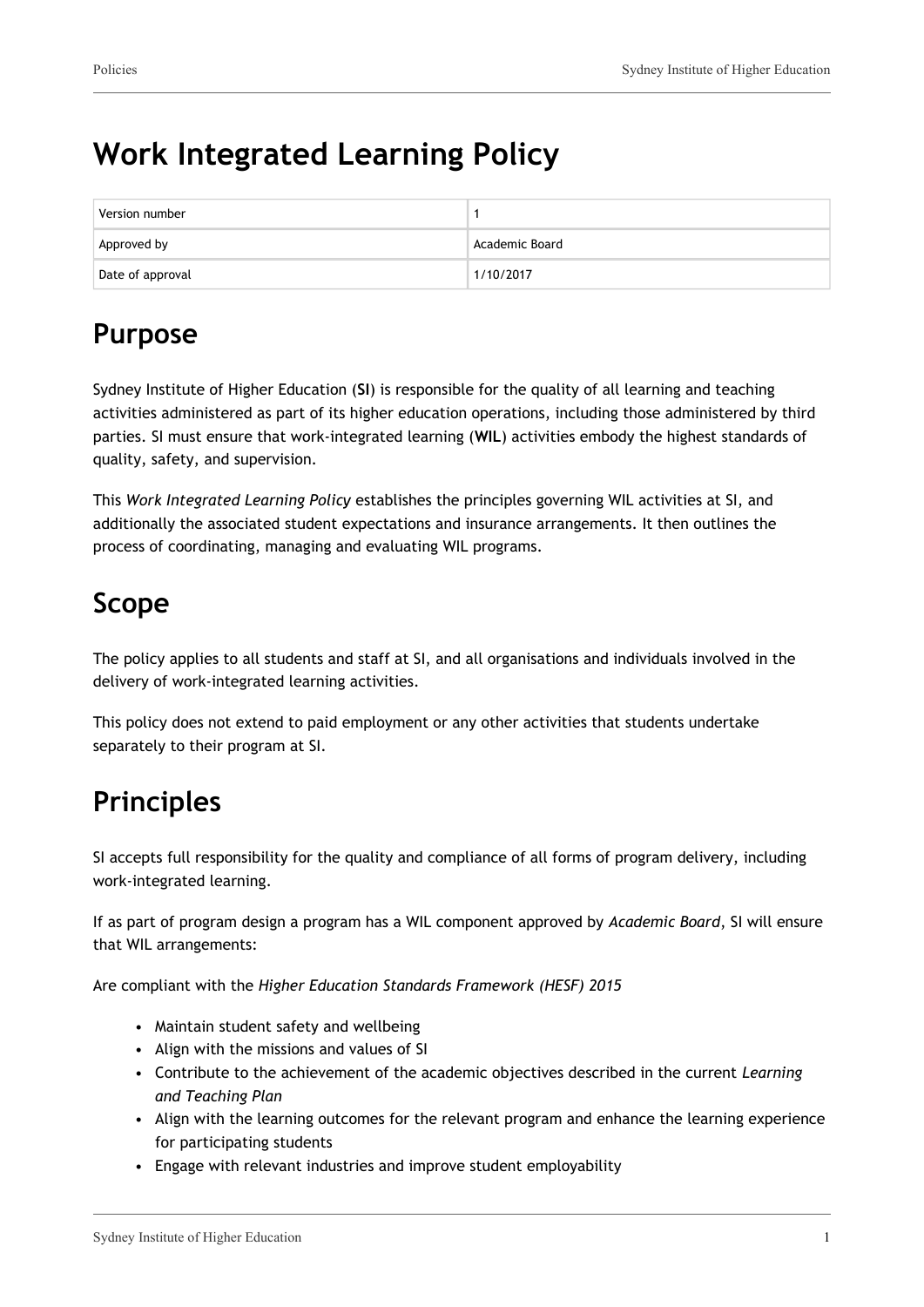# Work Integrated Learning Policy

| Version number | 1 |
| --- | --- |
| Approved by | Academic Board |
| Date of approval | 1/10/2017 |

## Purpose

Sydney Institute of Higher Education (**SI**) is responsible for the quality of all learning and teaching activities administered as part of its higher education operations, including those administered by third parties. SI must ensure that work-integrated learning (**WIL**) activities embody the highest standards of quality, safety, and supervision.

This *Work Integrated Learning Policy* establishes the principles governing WIL activities at SI, and additionally the associated student expectations and insurance arrangements. It then outlines the process of coordinating, managing and evaluating WIL programs.

## Scope

The policy applies to all students and staff at SI, and all organisations and individuals involved in the delivery of work-integrated learning activities.

This policy does not extend to paid employment or any other activities that students undertake separately to their program at SI.

## Principles

SI accepts full responsibility for the quality and compliance of all forms of program delivery, including work-integrated learning.

If as part of program design a program has a WIL component approved by *Academic Board*, SI will ensure that WIL arrangements:

Are compliant with the *Higher Education Standards Framework (HESF) 2015*

- Maintain student safety and wellbeing
- Align with the missions and values of SI
- Contribute to the achievement of the academic objectives described in the current *Learning and Teaching Plan*
- Align with the learning outcomes for the relevant program and enhance the learning experience for participating students
- Engage with relevant industries and improve student employability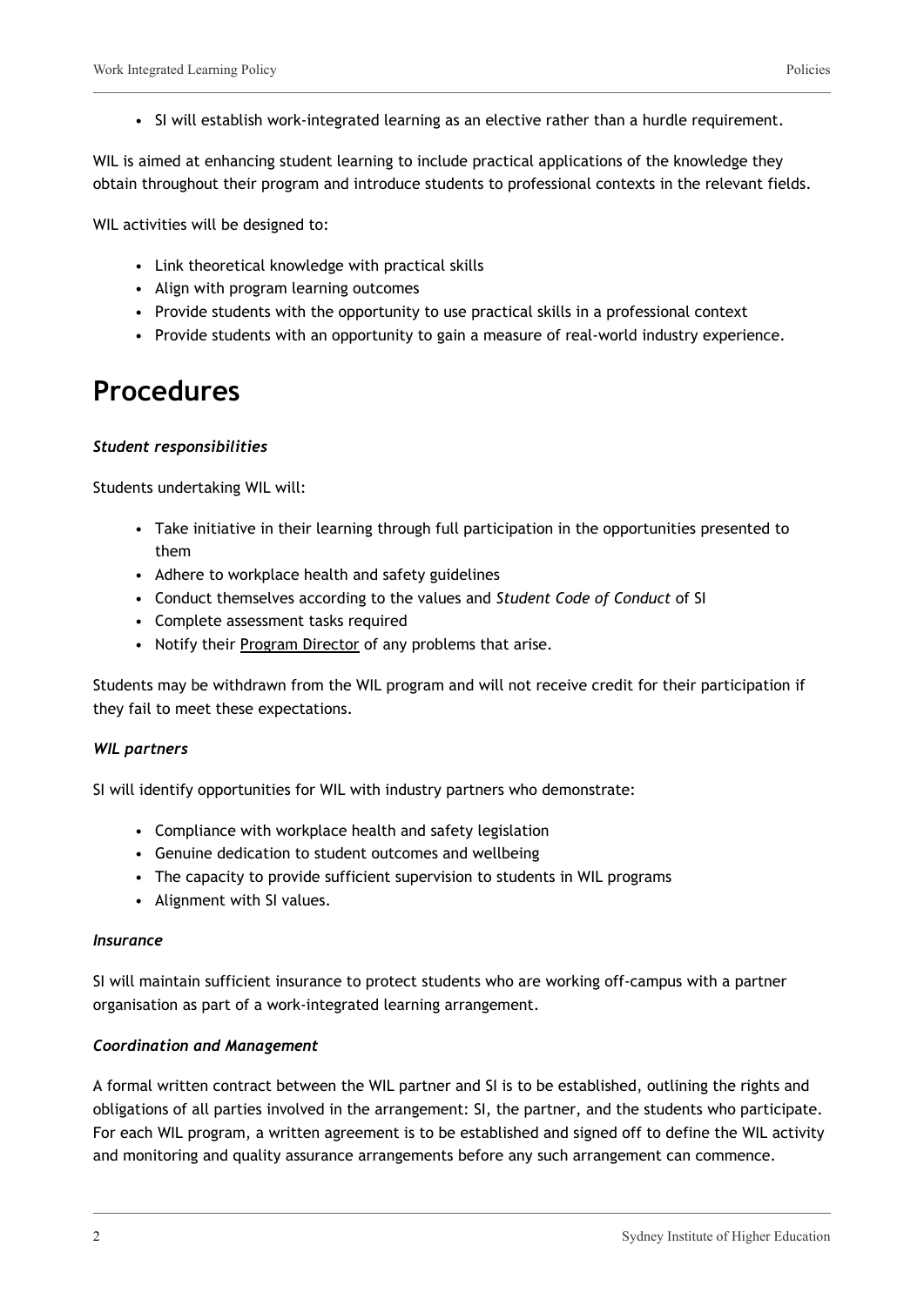- SI will establish work-integrated learning as an elective rather than a hurdle requirement.

WIL is aimed at enhancing student learning to include practical applications of the knowledge they obtain throughout their program and introduce students to professional contexts in the relevant fields.

WIL activities will be designed to:

- Link theoretical knowledge with practical skills
- Align with program learning outcomes
- Provide students with the opportunity to use practical skills in a professional context
- Provide students with an opportunity to gain a measure of real-world industry experience.

# Procedures

***Student responsibilities***

Students undertaking WIL will:

- Take initiative in their learning through full participation in the opportunities presented to them
- Adhere to workplace health and safety guidelines
- Conduct themselves according to the values and *Student Code of Conduct* of SI
- Complete assessment tasks required
- Notify their Program Director of any problems that arise.

Students may be withdrawn from the WIL program and will not receive credit for their participation if they fail to meet these expectations.

***WIL partners***

SI will identify opportunities for WIL with industry partners who demonstrate:

- Compliance with workplace health and safety legislation
- Genuine dedication to student outcomes and wellbeing
- The capacity to provide sufficient supervision to students in WIL programs
- Alignment with SI values.

***Insurance***

SI will maintain sufficient insurance to protect students who are working off-campus with a partner organisation as part of a work-integrated learning arrangement.

***Coordination and Management***

A formal written contract between the WIL partner and SI is to be established, outlining the rights and obligations of all parties involved in the arrangement: SI, the partner, and the students who participate. For each WIL program, a written agreement is to be established and signed off to define the WIL activity and monitoring and quality assurance arrangements before any such arrangement can commence.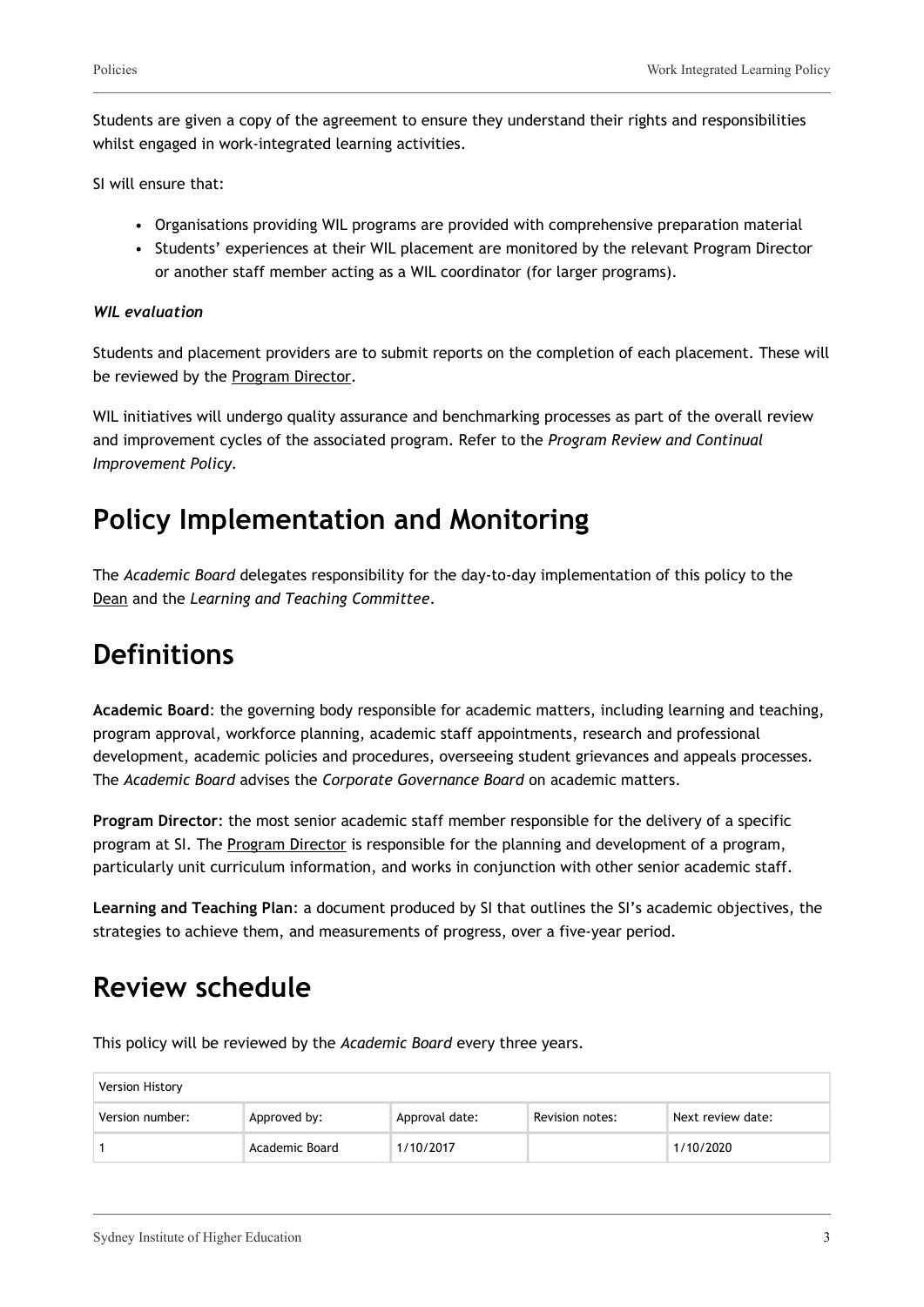Students are given a copy of the agreement to ensure they understand their rights and responsibilities whilst engaged in work-integrated learning activities.

SI will ensure that:

- Organisations providing WIL programs are provided with comprehensive preparation material
- Students' experiences at their WIL placement are monitored by the relevant Program Director or another staff member acting as a WIL coordinator (for larger programs).

***WIL evaluation***

Students and placement providers are to submit reports on the completion of each placement. These will be reviewed by the Program Director.

WIL initiatives will undergo quality assurance and benchmarking processes as part of the overall review and improvement cycles of the associated program. Refer to the *Program Review and Continual Improvement Policy*.

# Policy Implementation and Monitoring

The *Academic Board* delegates responsibility for the day-to-day implementation of this policy to the Dean and the *Learning and Teaching Committee*.

# Definitions

**Academic Board**: the governing body responsible for academic matters, including learning and teaching, program approval, workforce planning, academic staff appointments, research and professional development, academic policies and procedures, overseeing student grievances and appeals processes. The *Academic Board* advises the *Corporate Governance Board* on academic matters.

**Program Director**: the most senior academic staff member responsible for the delivery of a specific program at SI. The Program Director is responsible for the planning and development of a program, particularly unit curriculum information, and works in conjunction with other senior academic staff.

**Learning and Teaching Plan**: a document produced by SI that outlines the SI's academic objectives, the strategies to achieve them, and measurements of progress, over a five-year period.

# Review schedule

This policy will be reviewed by the *Academic Board* every three years.

| Version History | | | | |
|---|---|---|---|---|
| Version number: | Approved by: | Approval date: | Revision notes: | Next review date: |
| 1 | Academic Board | 1/10/2017 | | 1/10/2020 |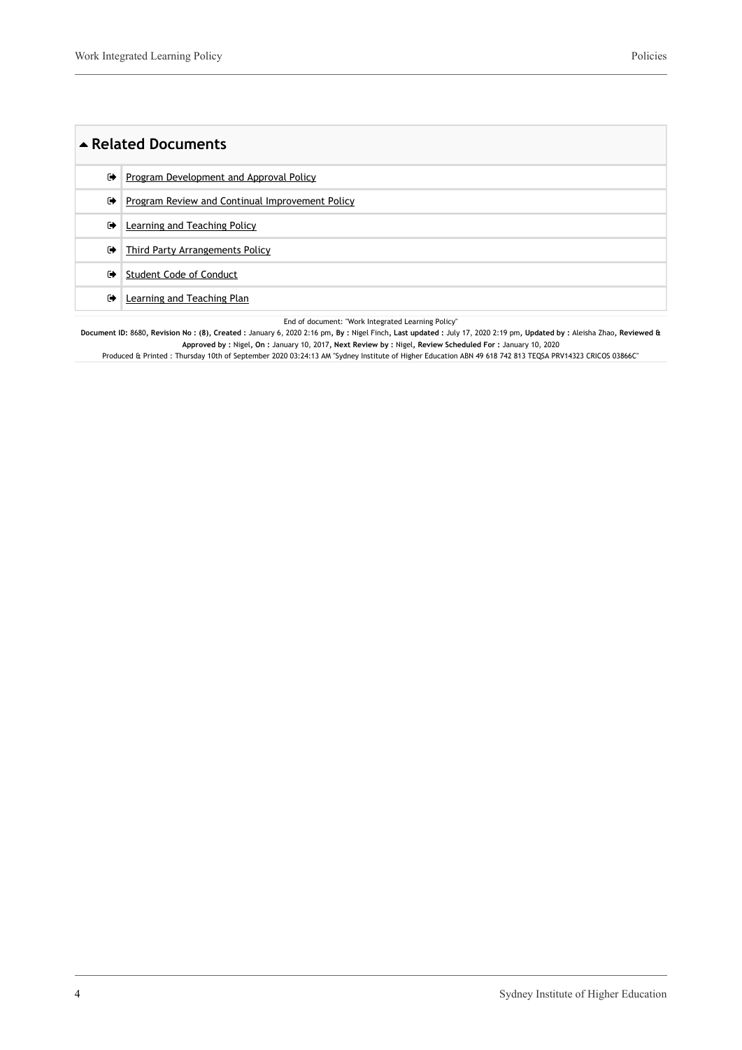## ▲ Related Documents

- Program Development and Approval Policy
- Program Review and Continual Improvement Policy
- Learning and Teaching Policy
- Third Party Arrangements Policy
- Student Code of Conduct
- Learning and Teaching Plan

End of document: "Work Integrated Learning Policy"

**Document ID:** 8680, **Revision No : (8)**, **Created :** January 6, 2020 2:16 pm, **By :** Nigel Finch, **Last updated :** July 17, 2020 2:19 pm, **Updated by :** Aleisha Zhao, **Reviewed & Approved by :** Nigel, **On :** January 10, 2017, **Next Review by :** Nigel, **Review Scheduled For :** January 10, 2020

Produced & Printed : Thursday 10th of September 2020 03:24:13 AM "Sydney Institute of Higher Education ABN 49 618 742 813 TEQSA PRV14323 CRICOS 03866C"